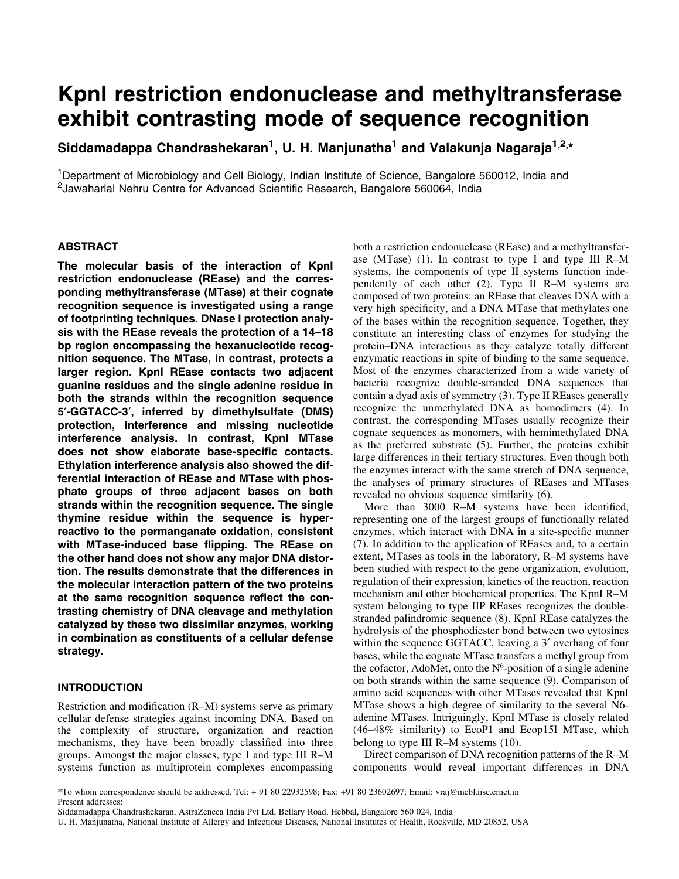# KpnI restriction endonuclease and methyltransferase exhibit contrasting mode of sequence recognition

**Siddamadappa Chandrashekaran[1], U. H. Manjunatha[1] and Valakunja Nagaraja[1,2,*]**

[1]Department of Microbiology and Cell Biology, Indian Institute of Science, Bangalore 560012, India and [2]Jawaharlal Nehru Centre for Advanced Scientific Research, Bangalore 560064, India

## ABSTRACT

**The molecular basis of the interaction of KpnI restriction endonuclease (REase) and the corresponding methyltransferase (MTase) at their cognate recognition sequence is investigated using a range of footprinting techniques. DNase I protection analysis with the REase reveals the protection of a 14–18 bp region encompassing the hexanucleotide recognition sequence. The MTase, in contrast, protects a larger region. KpnI REase contacts two adjacent guanine residues and the single adenine residue in both the strands within the recognition sequence 5′-GGTACC-3′, inferred by dimethylsulfate (DMS) protection, interference and missing nucleotide interference analysis. In contrast, KpnI MTase does not show elaborate base-specific contacts. Ethylation interference analysis also showed the differential interaction of REase and MTase with phosphate groups of three adjacent bases on both strands within the recognition sequence. The single thymine residue within the sequence is hyperreactive to the permanganate oxidation, consistent with MTase-induced base flipping. The REase on the other hand does not show any major DNA distortion. The results demonstrate that the differences in the molecular interaction pattern of the two proteins at the same recognition sequence reflect the contrasting chemistry of DNA cleavage and methylation catalyzed by these two dissimilar enzymes, working in combination as constituents of a cellular defense strategy.**

## INTRODUCTION

Restriction and modification (R–M) systems serve as primary cellular defense strategies against incoming DNA. Based on the complexity of structure, organization and reaction mechanisms, they have been broadly classified into three groups. Amongst the major classes, type I and type III R–M systems function as multiprotein complexes encompassing both a restriction endonuclease (REase) and a methyltransferase (MTase) (1). In contrast to type I and type III R–M systems, the components of type II systems function independently of each other (2). Type II R–M systems are composed of two proteins: an REase that cleaves DNA with a very high specificity, and a DNA MTase that methylates one of the bases within the recognition sequence. Together, they constitute an interesting class of enzymes for studying the protein–DNA interactions as they catalyze totally different enzymatic reactions in spite of binding to the same sequence. Most of the enzymes characterized from a wide variety of bacteria recognize double-stranded DNA sequences that contain a dyad axis of symmetry (3). Type II REases generally recognize the unmethylated DNA as homodimers (4). In contrast, the corresponding MTases usually recognize their cognate sequences as monomers, with hemimethylated DNA as the preferred substrate (5). Further, the proteins exhibit large differences in their tertiary structures. Even though both the enzymes interact with the same stretch of DNA sequence, the analyses of primary structures of REases and MTases revealed no obvious sequence similarity (6).

More than 3000 R–M systems have been identified, representing one of the largest groups of functionally related enzymes, which interact with DNA in a site-specific manner (7). In addition to the application of REases and, to a certain extent, MTases as tools in the laboratory, R–M systems have been studied with respect to the gene organization, evolution, regulation of their expression, kinetics of the reaction, reaction mechanism and other biochemical properties. The KpnI R–M system belonging to type IIP REases recognizes the double-stranded palindromic sequence (8). KpnI REase catalyzes the hydrolysis of the phosphodiester bond between two cytosines within the sequence GGTACC, leaving a 3′ overhang of four bases, while the cognate MTase transfers a methyl group from the cofactor, AdoMet, onto the $N^6$-position of a single adenine on both strands within the same sequence (9). Comparison of amino acid sequences with other MTases revealed that KpnI MTase shows a high degree of similarity to the several N6-adenine MTases. Intriguingly, KpnI MTase is closely related (46–48% similarity) to EcoP1 and Ecop15I MTase, which belong to type III R–M systems (10).

Direct comparison of DNA recognition patterns of the R–M components would reveal important differences in DNA

*To whom correspondence should be addressed. Tel: + 91 80 22932598; Fax: +91 80 23602697; Email: vraj@mcbl.iisc.ernet.in
Present addresses:
Siddamadappa Chandrashekaran, AstraZeneca India Pvt Ltd, Bellary Road, Hebbal, Bangalore 560 024, India
U. H. Manjunatha, National Institute of Allergy and Infectious Diseases, National Institutes of Health, Rockville, MD 20852, USA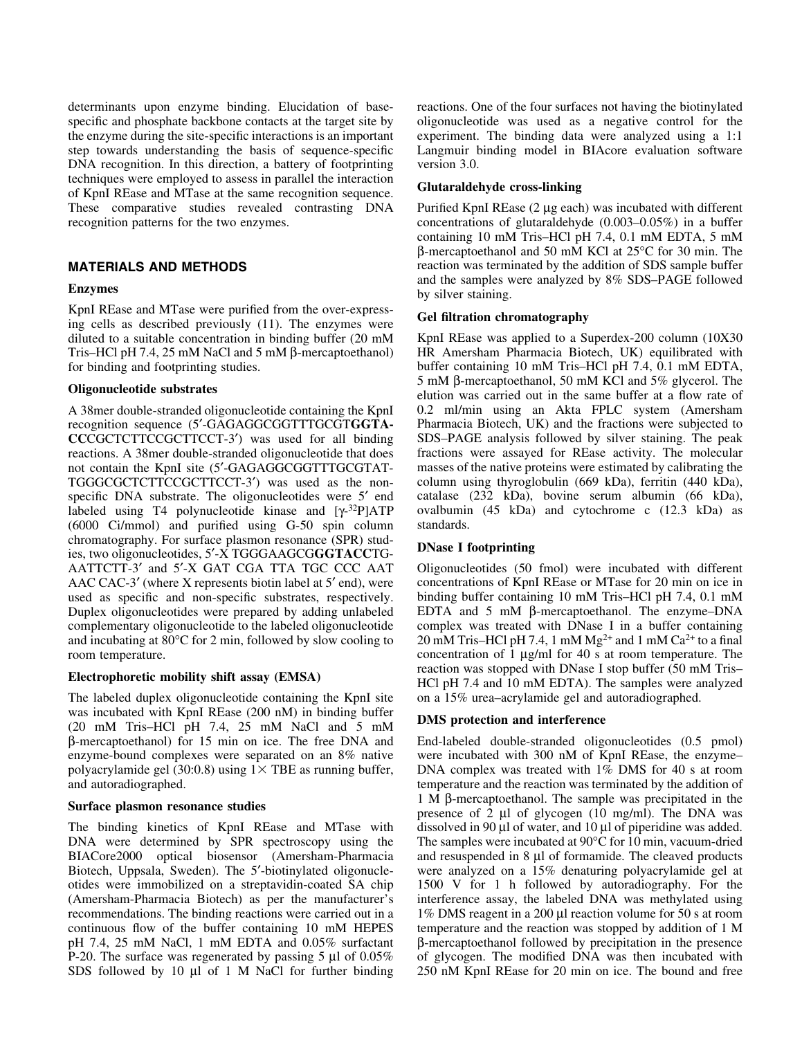determinants upon enzyme binding. Elucidation of base-specific and phosphate backbone contacts at the target site by the enzyme during the site-specific interactions is an important step towards understanding the basis of sequence-specific DNA recognition. In this direction, a battery of footprinting techniques were employed to assess in parallel the interaction of KpnI REase and MTase at the same recognition sequence. These comparative studies revealed contrasting DNA recognition patterns for the two enzymes.

## MATERIALS AND METHODS

### Enzymes

KpnI REase and MTase were purified from the over-expressing cells as described previously (11). The enzymes were diluted to a suitable concentration in binding buffer (20 mM Tris–HCl pH 7.4, 25 mM NaCl and 5 mM β-mercaptoethanol) for binding and footprinting studies.

### Oligonucleotide substrates

A 38mer double-stranded oligonucleotide containing the KpnI recognition sequence (5′-GAGAGGCGGTTTGCGT**GGTACC**CGCTCTTCCGCTTCCT-3′) was used for all binding reactions. A 38mer double-stranded oligonucleotide that does not contain the KpnI site (5′-GAGAGGCGGTTTGCGTAT-TGGGCGCTCTTCCGCTTCCT-3′) was used as the non-specific DNA substrate. The oligonucleotides were 5′ end labeled using T4 polynucleotide kinase and [$\gamma$-$^{32}$P]ATP (6000 Ci/mmol) and purified using G-50 spin column chromatography. For surface plasmon resonance (SPR) studies, two oligonucleotides, 5′-X TGGGAAGCG**GGTACC**TG-AATTCTT-3′ and 5′-X GAT CGA TTA TGC CCC AAT AAC CAC-3′ (where X represents biotin label at 5′ end), were used as specific and non-specific substrates, respectively. Duplex oligonucleotides were prepared by adding unlabeled complementary oligonucleotide to the labeled oligonucleotide and incubating at 80°C for 2 min, followed by slow cooling to room temperature.

### Electrophoretic mobility shift assay (EMSA)

The labeled duplex oligonucleotide containing the KpnI site was incubated with KpnI REase (200 nM) in binding buffer (20 mM Tris–HCl pH 7.4, 25 mM NaCl and 5 mM β-mercaptoethanol) for 15 min on ice. The free DNA and enzyme-bound complexes were separated on an 8% native polyacrylamide gel (30:0.8) using 1× TBE as running buffer, and autoradiographed.

### Surface plasmon resonance studies

The binding kinetics of KpnI REase and MTase with DNA were determined by SPR spectroscopy using the BIACore2000 optical biosensor (Amersham-Pharmacia Biotech, Uppsala, Sweden). The 5′-biotinylated oligonucleotides were immobilized on a streptavidin-coated SA chip (Amersham-Pharmacia Biotech) as per the manufacturer's recommendations. The binding reactions were carried out in a continuous flow of the buffer containing 10 mM HEPES pH 7.4, 25 mM NaCl, 1 mM EDTA and 0.05% surfactant P-20. The surface was regenerated by passing 5 µl of 0.05% SDS followed by 10 µl of 1 M NaCl for further binding reactions. One of the four surfaces not having the biotinylated oligonucleotide was used as a negative control for the experiment. The binding data were analyzed using a 1:1 Langmuir binding model in BIAcore evaluation software version 3.0.

### Glutaraldehyde cross-linking

Purified KpnI REase (2 µg each) was incubated with different concentrations of glutaraldehyde (0.003–0.05%) in a buffer containing 10 mM Tris–HCl pH 7.4, 0.1 mM EDTA, 5 mM β-mercaptoethanol and 50 mM KCl at 25°C for 30 min. The reaction was terminated by the addition of SDS sample buffer and the samples were analyzed by 8% SDS–PAGE followed by silver staining.

### Gel filtration chromatography

KpnI REase was applied to a Superdex-200 column (10X30 HR Amersham Pharmacia Biotech, UK) equilibrated with buffer containing 10 mM Tris–HCl pH 7.4, 0.1 mM EDTA, 5 mM β-mercaptoethanol, 50 mM KCl and 5% glycerol. The elution was carried out in the same buffer at a flow rate of 0.2 ml/min using an Akta FPLC system (Amersham Pharmacia Biotech, UK) and the fractions were subjected to SDS–PAGE analysis followed by silver staining. The peak fractions were assayed for REase activity. The molecular masses of the native proteins were estimated by calibrating the column using thyroglobulin (669 kDa), ferritin (440 kDa), catalase (232 kDa), bovine serum albumin (66 kDa), ovalbumin (45 kDa) and cytochrome c (12.3 kDa) as standards.

### DNase I footprinting

Oligonucleotides (50 fmol) were incubated with different concentrations of KpnI REase or MTase for 20 min on ice in binding buffer containing 10 mM Tris–HCl pH 7.4, 0.1 mM EDTA and 5 mM β-mercaptoethanol. The enzyme–DNA complex was treated with DNase I in a buffer containing 20 mM Tris–HCl pH 7.4, 1 mM $Mg^{2+}$ and 1 mM $Ca^{2+}$ to a final concentration of 1 µg/ml for 40 s at room temperature. The reaction was stopped with DNase I stop buffer (50 mM Tris–HCl pH 7.4 and 10 mM EDTA). The samples were analyzed on a 15% urea–acrylamide gel and autoradiographed.

### DMS protection and interference

End-labeled double-stranded oligonucleotides (0.5 pmol) were incubated with 300 nM of KpnI REase, the enzyme–DNA complex was treated with 1% DMS for 40 s at room temperature and the reaction was terminated by the addition of 1 M β-mercaptoethanol. The sample was precipitated in the presence of 2 µl of glycogen (10 mg/ml). The DNA was dissolved in 90 µl of water, and 10 µl of piperidine was added. The samples were incubated at 90°C for 10 min, vacuum-dried and resuspended in 8 µl of formamide. The cleaved products were analyzed on a 15% denaturing polyacrylamide gel at 1500 V for 1 h followed by autoradiography. For the interference assay, the labeled DNA was methylated using 1% DMS reagent in a 200 µl reaction volume for 50 s at room temperature and the reaction was stopped by addition of 1 M β-mercaptoethanol followed by precipitation in the presence of glycogen. The modified DNA was then incubated with 250 nM KpnI REase for 20 min on ice. The bound and free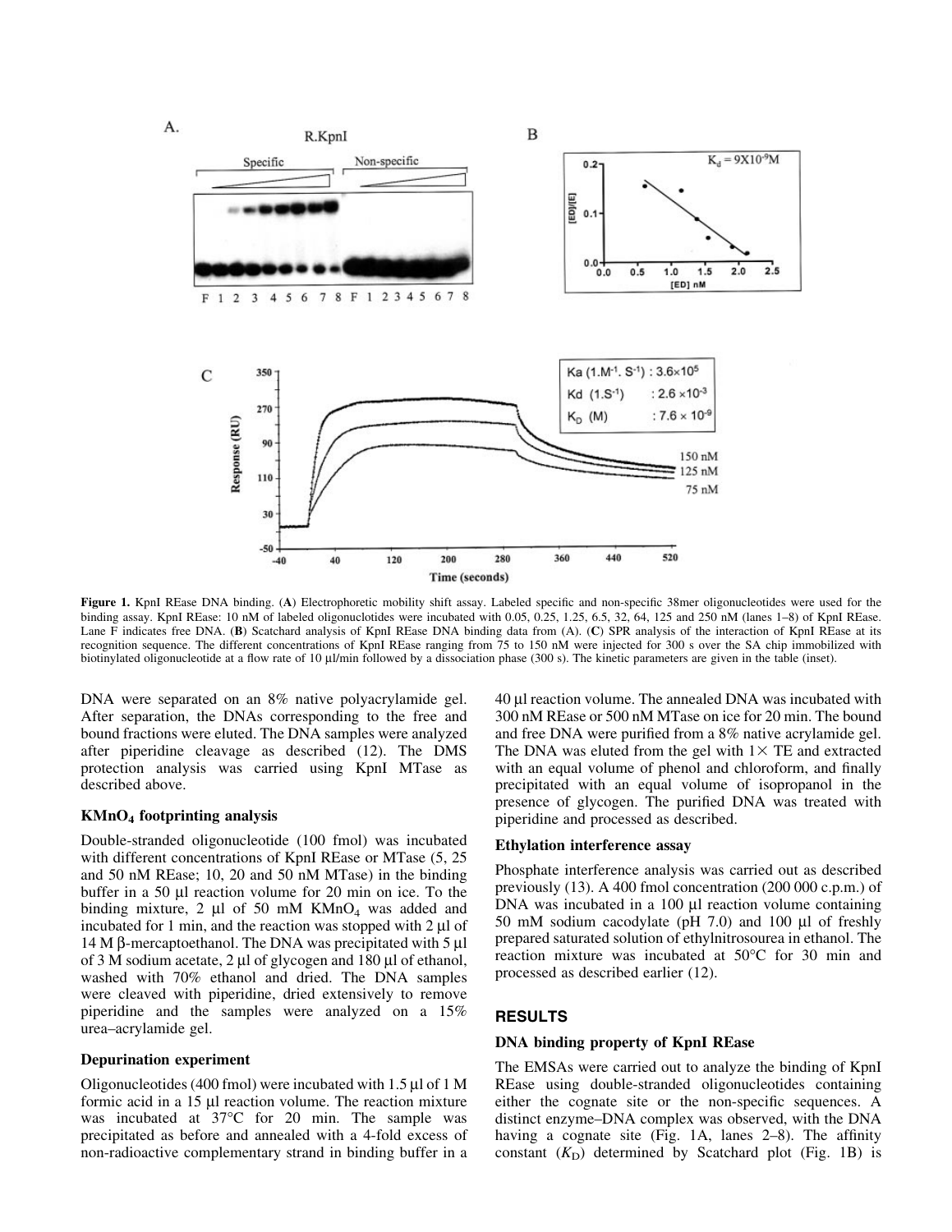**Figure 1.** KpnI REase DNA binding. (**A**) Electrophoretic mobility shift assay. Labeled specific and non-specific 38mer oligonucleotides were used for the binding assay. KpnI REase: 10 nM of labeled oligonuclotides were incubated with 0.05, 0.25, 1.25, 6.5, 32, 64, 125 and 250 nM (lanes 1–8) of KpnI REase. Lane F indicates free DNA. (**B**) Scatchard analysis of KpnI REase DNA binding data from (A). (**C**) SPR analysis of the interaction of KpnI REase at its recognition sequence. The different concentrations of KpnI REase ranging from 75 to 150 nM were injected for 300 s over the SA chip immobilized with biotinylated oligonucleotide at a flow rate of 10 µl/min followed by a dissociation phase (300 s). The kinetic parameters are given in the table (inset).

DNA were separated on an 8% native polyacrylamide gel. After separation, the DNAs corresponding to the free and bound fractions were eluted. The DNA samples were analyzed after piperidine cleavage as described (12). The DMS protection analysis was carried using KpnI MTase as described above.

### $KMnO_4$ footprinting analysis

Double-stranded oligonucleotide (100 fmol) was incubated with different concentrations of KpnI REase or MTase (5, 25 and 50 nM REase; 10, 20 and 50 nM MTase) in the binding buffer in a 50 µl reaction volume for 20 min on ice. To the binding mixture, 2 µl of 50 mM $KMnO_4$ was added and incubated for 1 min, and the reaction was stopped with 2 µl of 14 M β-mercaptoethanol. The DNA was precipitated with 5 µl of 3 M sodium acetate, 2 µl of glycogen and 180 µl of ethanol, washed with 70% ethanol and dried. The DNA samples were cleaved with piperidine, dried extensively to remove piperidine and the samples were analyzed on a 15% urea–acrylamide gel.

### Depurination experiment

Oligonucleotides (400 fmol) were incubated with 1.5 µl of 1 M formic acid in a 15 µl reaction volume. The reaction mixture was incubated at 37°C for 20 min. The sample was precipitated as before and annealed with a 4-fold excess of non-radioactive complementary strand in binding buffer in a 40 µl reaction volume. The annealed DNA was incubated with 300 nM REase or 500 nM MTase on ice for 20 min. The bound and free DNA were purified from a 8% native acrylamide gel. The DNA was eluted from the gel with 1× TE and extracted with an equal volume of phenol and chloroform, and finally precipitated with an equal volume of isopropanol in the presence of glycogen. The purified DNA was treated with piperidine and processed as described.

### Ethylation interference assay

Phosphate interference analysis was carried out as described previously (13). A 400 fmol concentration (200 000 c.p.m.) of DNA was incubated in a 100 µl reaction volume containing 50 mM sodium cacodylate (pH 7.0) and 100 µl of freshly prepared saturated solution of ethylnitrosourea in ethanol. The reaction mixture was incubated at 50°C for 30 min and processed as described earlier (12).

## RESULTS

### DNA binding property of KpnI REase

The EMSAs were carried out to analyze the binding of KpnI REase using double-stranded oligonucleotides containing either the cognate site or the non-specific sequences. A distinct enzyme–DNA complex was observed, with the DNA having a cognate site (Fig. 1A, lanes 2–8). The affinity constant ($K_D$) determined by Scatchard plot (Fig. 1B) is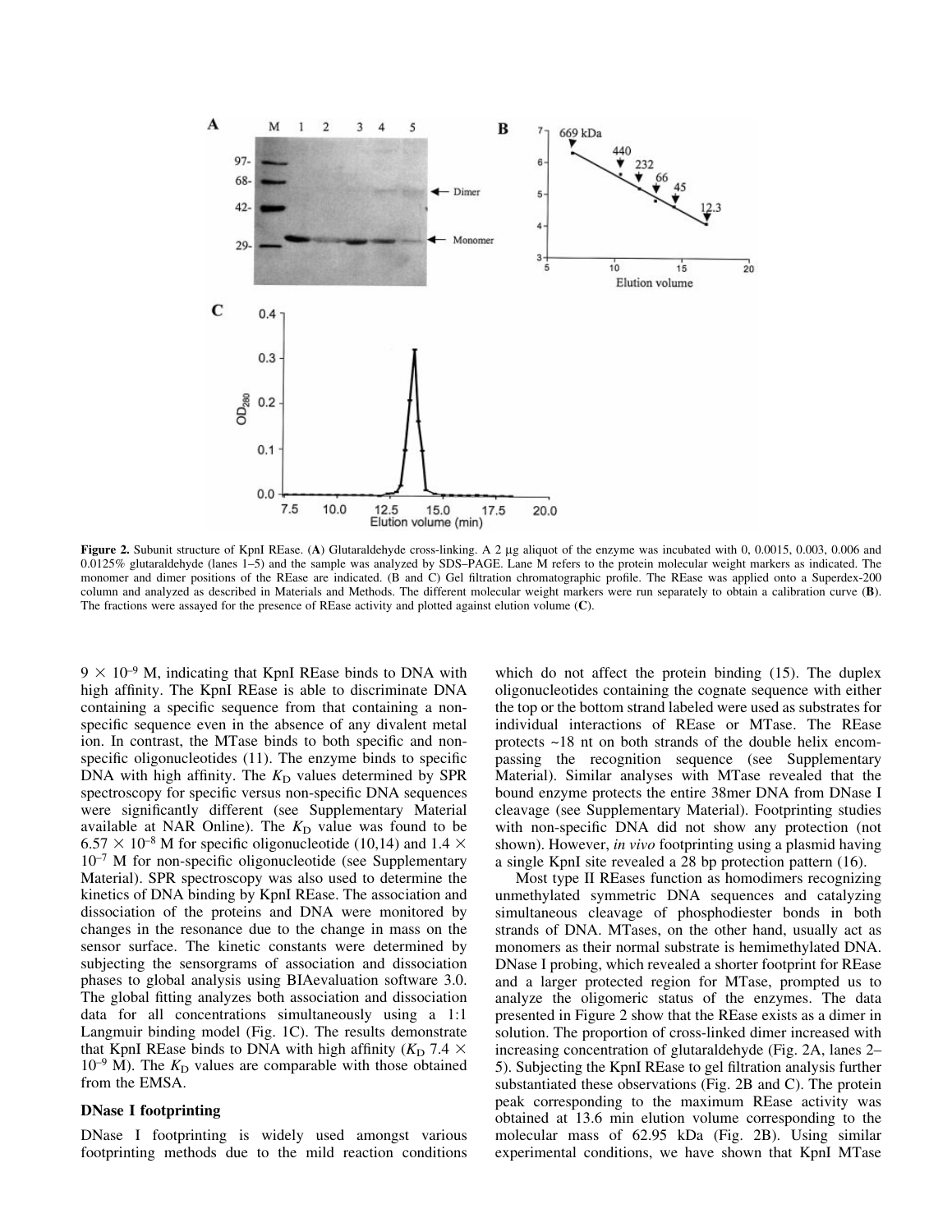**Figure 2.** Subunit structure of KpnI REase. (**A**) Glutaraldehyde cross-linking. A 2 µg aliquot of the enzyme was incubated with 0, 0.0015, 0.003, 0.006 and 0.0125% glutaraldehyde (lanes 1–5) and the sample was analyzed by SDS–PAGE. Lane M refers to the protein molecular weight markers as indicated. The monomer and dimer positions of the REase are indicated. (B and C) Gel filtration chromatographic profile. The REase was applied onto a Superdex-200 column and analyzed as described in Materials and Methods. The different molecular weight markers were run separately to obtain a calibration curve (**B**). The fractions were assayed for the presence of REase activity and plotted against elution volume (**C**).

$9 \times 10^{-9}$ M, indicating that KpnI REase binds to DNA with high affinity. The KpnI REase is able to discriminate DNA containing a specific sequence from that containing a non-specific sequence even in the absence of any divalent metal ion. In contrast, the MTase binds to both specific and non-specific oligonucleotides (11). The enzyme binds to specific DNA with high affinity. The $K_D$ values determined by SPR spectroscopy for specific versus non-specific DNA sequences were significantly different (see Supplementary Material available at NAR Online). The $K_D$ value was found to be $6.57 \times 10^{-8}$ M for specific oligonucleotide (10,14) and $1.4 \times 10^{-7}$ M for non-specific oligonucleotide (see Supplementary Material). SPR spectroscopy was also used to determine the kinetics of DNA binding by KpnI REase. The association and dissociation of the proteins and DNA were monitored by changes in the resonance due to the change in mass on the sensor surface. The kinetic constants were determined by subjecting the sensorgrams of association and dissociation phases to global analysis using BIAevaluation software 3.0. The global fitting analyzes both association and dissociation data for all concentrations simultaneously using a 1:1 Langmuir binding model (Fig. 1C). The results demonstrate that KpnI REase binds to DNA with high affinity ($K_D$ $7.4 \times 10^{-9}$ M). The $K_D$ values are comparable with those obtained from the EMSA.

### DNase I footprinting

DNase I footprinting is widely used amongst various footprinting methods due to the mild reaction conditions which do not affect the protein binding (15). The duplex oligonucleotides containing the cognate sequence with either the top or the bottom strand labeled were used as substrates for individual interactions of REase or MTase. The REase protects ~18 nt on both strands of the double helix encompassing the recognition sequence (see Supplementary Material). Similar analyses with MTase revealed that the bound enzyme protects the entire 38mer DNA from DNase I cleavage (see Supplementary Material). Footprinting studies with non-specific DNA did not show any protection (not shown). However, *in vivo* footprinting using a plasmid having a single KpnI site revealed a 28 bp protection pattern (16).

Most type II REases function as homodimers recognizing unmethylated symmetric DNA sequences and catalyzing simultaneous cleavage of phosphodiester bonds in both strands of DNA. MTases, on the other hand, usually act as monomers as their normal substrate is hemimethylated DNA. DNase I probing, which revealed a shorter footprint for REase and a larger protected region for MTase, prompted us to analyze the oligomeric status of the enzymes. The data presented in Figure 2 show that the REase exists as a dimer in solution. The proportion of cross-linked dimer increased with increasing concentration of glutaraldehyde (Fig. 2A, lanes 2–5). Subjecting the KpnI REase to gel filtration analysis further substantiated these observations (Fig. 2B and C). The protein peak corresponding to the maximum REase activity was obtained at 13.6 min elution volume corresponding to the molecular mass of 62.95 kDa (Fig. 2B). Using similar experimental conditions, we have shown that KpnI MTase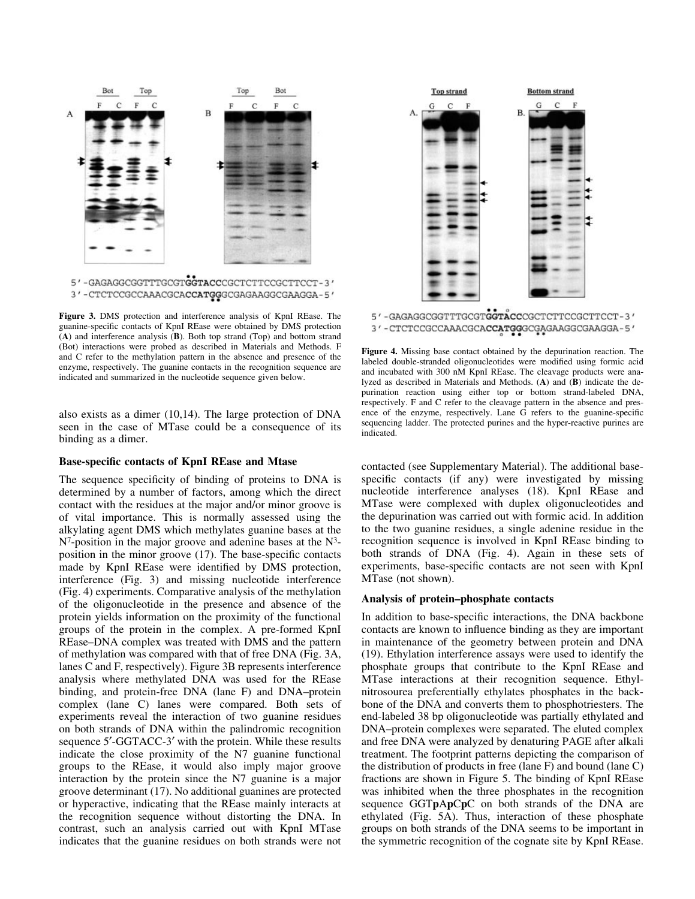5′-GAGAGGCGGTTTGCGTGGTACCCGCTCTTCCGCTTCCT-3′
3′-CTCTCCGCCAAACGCACCATGGGCGAGAAGGCGAAGGA-5′

**Figure 3.** DMS protection and interference analysis of KpnI REase. The guanine-specific contacts of KpnI REase were obtained by DMS protection (**A**) and interference analysis (**B**). Both top strand (Top) and bottom strand (Bot) interactions were probed as described in Materials and Methods. F and C refer to the methylation pattern in the absence and presence of the enzyme, respectively. The guanine contacts in the recognition sequence are indicated and summarized in the nucleotide sequence given below.

also exists as a dimer (10,14). The large protection of DNA seen in the case of MTase could be a consequence of its binding as a dimer.

### Base-specific contacts of KpnI REase and Mtase

The sequence specificity of binding of proteins to DNA is determined by a number of factors, among which the direct contact with the residues at the major and/or minor groove is of vital importance. This is normally assessed using the alkylating agent DMS which methylates guanine bases at the $N^7$-position in the major groove and adenine bases at the $N^3$-position in the minor groove (17). The base-specific contacts made by KpnI REase were identified by DMS protection, interference (Fig. 3) and missing nucleotide interference (Fig. 4) experiments. Comparative analysis of the methylation of the oligonucleotide in the presence and absence of the protein yields information on the proximity of the functional groups of the protein in the complex. A pre-formed KpnI REase–DNA complex was treated with DMS and the pattern of methylation was compared with that of free DNA (Fig. 3A, lanes C and F, respectively). Figure 3B represents interference analysis where methylated DNA was used for the REase binding, and protein-free DNA (lane F) and DNA–protein complex (lane C) lanes were compared. Both sets of experiments reveal the interaction of two guanine residues on both strands of DNA within the palindromic recognition sequence 5′-GGTACC-3′ with the protein. While these results indicate the close proximity of the N7 guanine functional groups to the REase, it would also imply major groove interaction by the protein since the N7 guanine is a major groove determinant (17). No additional guanines are protected or hyperactive, indicating that the REase mainly interacts at the recognition sequence without distorting the DNA. In contrast, such an analysis carried out with KpnI MTase indicates that the guanine residues on both strands were not contacted (see Supplementary Material). The additional base-specific contacts (if any) were investigated by missing nucleotide interference analyses (18). KpnI REase and MTase were complexed with duplex oligonucleotides and the depurination was carried out with formic acid. In addition to the two guanine residues, a single adenine residue in the recognition sequence is involved in KpnI REase binding to both strands of DNA (Fig. 4). Again in these sets of experiments, base-specific contacts are not seen with KpnI MTase (not shown).

5′-GAGAGGCGGTTTGCGTGGTACCCGCTCTTCCGCTTCCT-3′
3′-CTCTCCGCCAAACGCACCATGGGCGAGAAGGCGAAGGA-5′

**Figure 4.** Missing base contact obtained by the depurination reaction. The labeled double-stranded oligonucleotides were modified using formic acid and incubated with 300 nM KpnI REase. The cleavage products were analyzed as described in Materials and Methods. (**A**) and (**B**) indicate the depurination reaction using either top or bottom strand-labeled DNA, respectively. F and C refer to the cleavage pattern in the absence and presence of the enzyme, respectively. Lane G refers to the guanine-specific sequencing ladder. The protected purines and the hyper-reactive purines are indicated.

### Analysis of protein–phosphate contacts

In addition to base-specific interactions, the DNA backbone contacts are known to influence binding as they are important in maintenance of the geometry between protein and DNA (19). Ethylation interference assays were used to identify the phosphate groups that contribute to the KpnI REase and MTase interactions at their recognition sequence. Ethylnitrosourea preferentially ethylates phosphates in the backbone of the DNA and converts them to phosphotriesters. The end-labeled 38 bp oligonucleotide was partially ethylated and DNA–protein complexes were separated. The eluted complex and free DNA were analyzed by denaturing PAGE after alkali treatment. The footprint patterns depicting the comparison of the distribution of products in free (lane F) and bound (lane C) fractions are shown in Figure 5. The binding of KpnI REase was inhibited when the three phosphates in the recognition sequence GGT**p**A**p**C**p**C on both strands of the DNA are ethylated (Fig. 5A). Thus, interaction of these phosphate groups on both strands of the DNA seems to be important in the symmetric recognition of the cognate site by KpnI REase.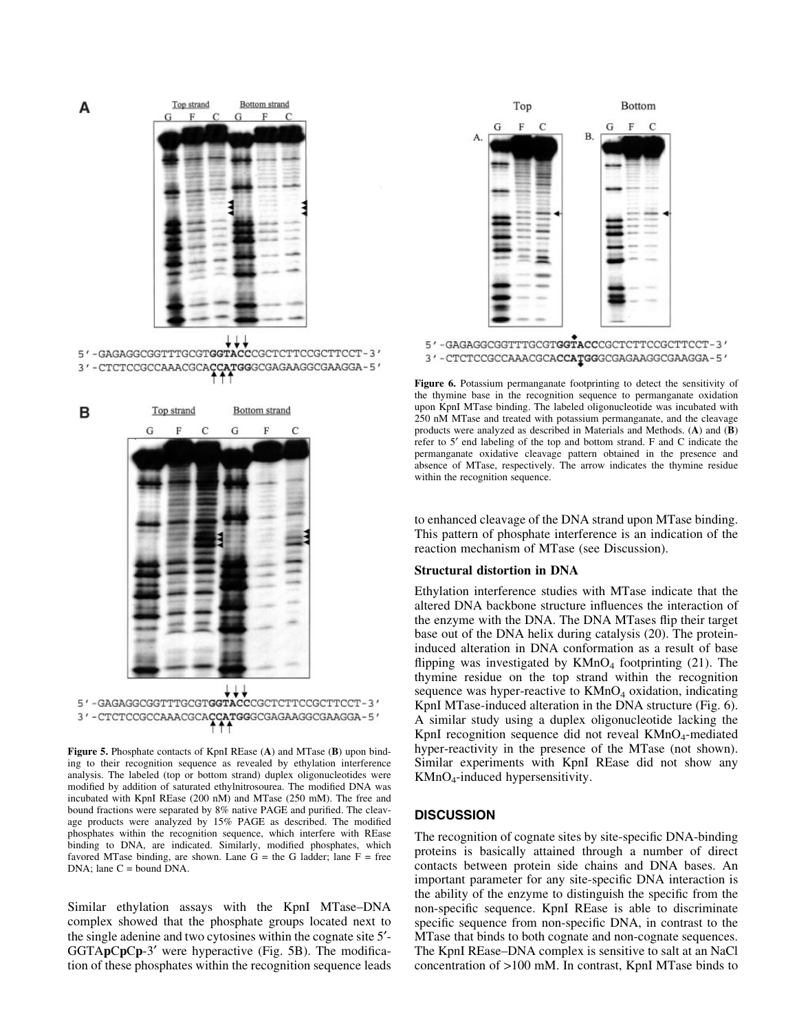5′-GAGAGGCGGTTTGCGT**GGTACC**CGCTCTTCCGCTTCCT-3′
3′-CTCTCCGCCAAACGCA**CCATGG**GCGAGAAGGCGAAGGA-5′

5′-GAGAGGCGGTTTGCGT**GGTACC**CGCTCTTCCGCTTCCT-3′
3′-CTCTCCGCCAAACGCA**CCATGG**GCGAGAAGGCGAAGGA-5′

**Figure 5.** Phosphate contacts of KpnI REase (**A**) and MTase (**B**) upon binding to their recognition sequence as revealed by ethylation interference analysis. The labeled (top or bottom strand) duplex oligonucleotides were modified by addition of saturated ethylnitrosourea. The modified DNA was incubated with KpnI REase (200 nM) and MTase (250 mM). The free and bound fractions were separated by 8% native PAGE and purified. The cleavage products were analyzed by 15% PAGE as described. The modified phosphates within the recognition sequence, which interfere with REase binding to DNA, are indicated. Similarly, modified phosphates, which favored MTase binding, are shown. Lane G = the G ladder; lane F = free DNA; lane C = bound DNA.

Similar ethylation assays with the KpnI MTase–DNA complex showed that the phosphate groups located next to the single adenine and two cytosines within the cognate site 5′-GGTA**p**C**p**C**p**-3′ were hyperactive (Fig. 5B). The modification of these phosphates within the recognition sequence leads to enhanced cleavage of the DNA strand upon MTase binding. This pattern of phosphate interference is an indication of the reaction mechanism of MTase (see Discussion).

5′-GAGAGGCGGTTTGCGT**GGTACC**CGCTCTTCCGCTTCCT-3′
3′-CTCTCCGCCAAACGCA**CCATGG**GCGAGAAGGCGAAGGA-5′

**Figure 6.** Potassium permanganate footprinting to detect the sensitivity of the thymine base in the recognition sequence to permanganate oxidation upon KpnI MTase binding. The labeled oligonucleotide was incubated with 250 nM MTase and treated with potassium permanganate, and the cleavage products were analyzed as described in Materials and Methods. (**A**) and (**B**) refer to 5′ end labeling of the top and bottom strand. F and C indicate the permanganate oxidative cleavage pattern obtained in the presence and absence of MTase, respectively. The arrow indicates the thymine residue within the recognition sequence.

### Structural distortion in DNA

Ethylation interference studies with MTase indicate that the altered DNA backbone structure influences the interaction of the enzyme with the DNA. The DNA MTases flip their target base out of the DNA helix during catalysis (20). The protein-induced alteration in DNA conformation as a result of base flipping was investigated by $KMnO_4$ footprinting (21). The thymine residue on the top strand within the recognition sequence was hyper-reactive to $KMnO_4$ oxidation, indicating KpnI MTase-induced alteration in the DNA structure (Fig. 6). A similar study using a duplex oligonucleotide lacking the KpnI recognition sequence did not reveal $KMnO_4$-mediated hyper-reactivity in the presence of the MTase (not shown). Similar experiments with KpnI REase did not show any $KMnO_4$-induced hypersensitivity.

## DISCUSSION

The recognition of cognate sites by site-specific DNA-binding proteins is basically attained through a number of direct contacts between protein side chains and DNA bases. An important parameter for any site-specific DNA interaction is the ability of the enzyme to distinguish the specific from the non-specific sequence. KpnI REase is able to discriminate specific sequence from non-specific DNA, in contrast to the MTase that binds to both cognate and non-cognate sequences. The KpnI REase–DNA complex is sensitive to salt at an NaCl concentration of >100 mM. In contrast, KpnI MTase binds to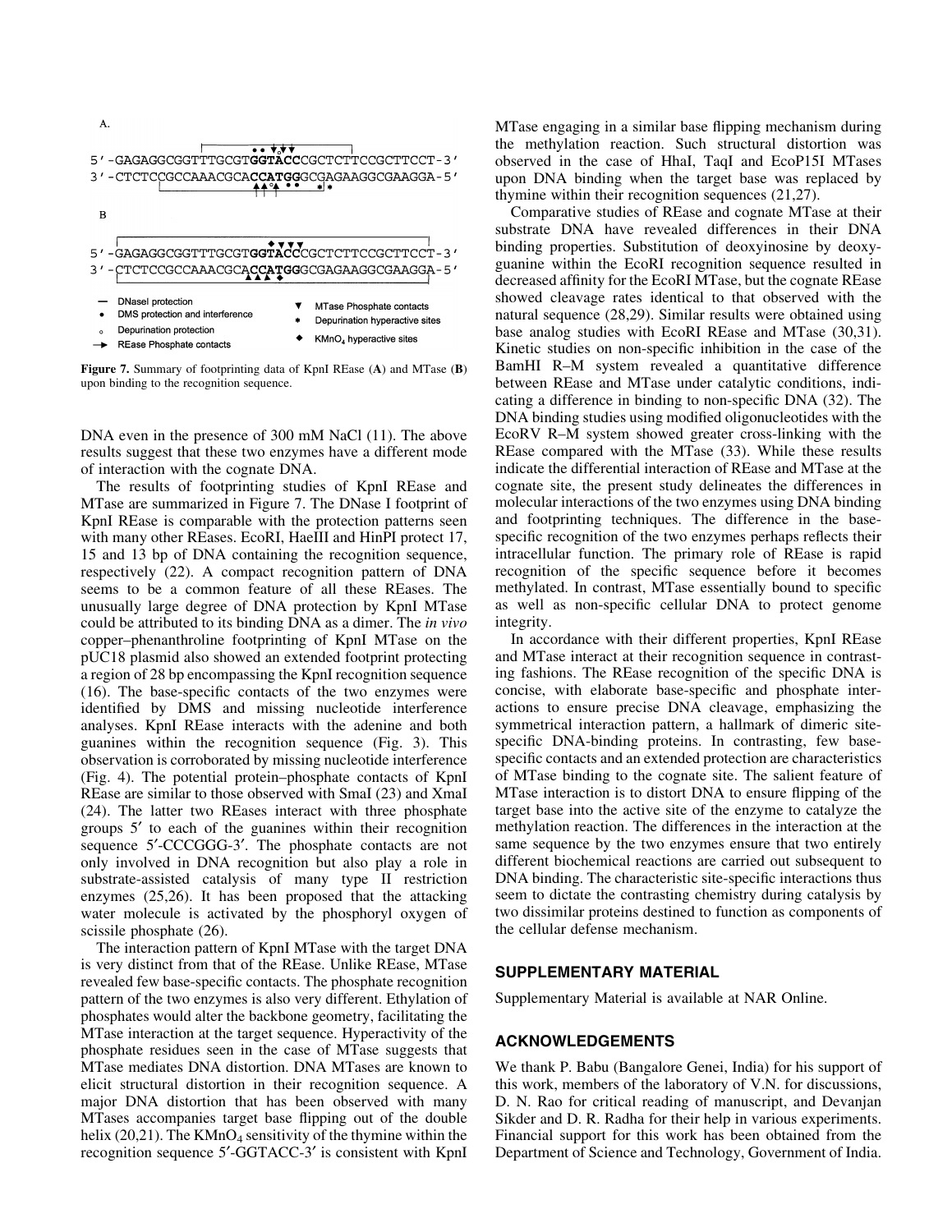A.

```
5'-GAGAGGCGGTTTGCGTGGTACCCGCTCTTCCGCTTCCT-3'
3'-CTCTCCGCCAAACGCACCATGGGCGAGAAGGCGAAGGA-5'
```

B

```
5'-GAGAGGCGGTTTGCGTGGTACCCGCTCTTCCGCTTCCT-3'
3'-CTCTCCGCCAAACGCACCATGGGCGAGAAGGCGAAGGA-5'
```

— DNaseI protection
• DMS protection and interference
∘ Depurination protection
→ REase Phosphate contacts
▼ MTase Phosphate contacts
* Depurination hyperactive sites
◆ $KMnO_4$ hyperactive sites

**Figure 7.** Summary of footprinting data of KpnI REase (**A**) and MTase (**B**) upon binding to the recognition sequence.

DNA even in the presence of 300 mM NaCl (11). The above results suggest that these two enzymes have a different mode of interaction with the cognate DNA.

The results of footprinting studies of KpnI REase and MTase are summarized in Figure 7. The DNase I footprint of KpnI REase is comparable with the protection patterns seen with many other REases. EcoRI, HaeIII and HinPI protect 17, 15 and 13 bp of DNA containing the recognition sequence, respectively (22). A compact recognition pattern of DNA seems to be a common feature of all these REases. The unusually large degree of DNA protection by KpnI MTase could be attributed to its binding DNA as a dimer. The *in vivo* copper–phenanthroline footprinting of KpnI MTase on the pUC18 plasmid also showed an extended footprint protecting a region of 28 bp encompassing the KpnI recognition sequence (16). The base-specific contacts of the two enzymes were identified by DMS and missing nucleotide interference analyses. KpnI REase interacts with the adenine and both guanines within the recognition sequence (Fig. 3). This observation is corroborated by missing nucleotide interference (Fig. 4). The potential protein–phosphate contacts of KpnI REase are similar to those observed with SmaI (23) and XmaI (24). The latter two REases interact with three phosphate groups 5′ to each of the guanines within their recognition sequence 5′-CCCGGG-3′. The phosphate contacts are not only involved in DNA recognition but also play a role in substrate-assisted catalysis of many type II restriction enzymes (25,26). It has been proposed that the attacking water molecule is activated by the phosphoryl oxygen of scissile phosphate (26).

The interaction pattern of KpnI MTase with the target DNA is very distinct from that of the REase. Unlike REase, MTase revealed few base-specific contacts. The phosphate recognition pattern of the two enzymes is also very different. Ethylation of phosphates would alter the backbone geometry, facilitating the MTase interaction at the target sequence. Hyperactivity of the phosphate residues seen in the case of MTase suggests that MTase mediates DNA distortion. DNA MTases are known to elicit structural distortion in their recognition sequence. A major DNA distortion that has been observed with many MTases accompanies target base flipping out of the double helix (20,21). The $KMnO_4$ sensitivity of the thymine within the recognition sequence 5′-GGTACC-3′ is consistent with KpnI MTase engaging in a similar base flipping mechanism during the methylation reaction. Such structural distortion was observed in the case of HhaI, TaqI and EcoP15I MTases upon DNA binding when the target base was replaced by thymine within their recognition sequences (21,27).

Comparative studies of REase and cognate MTase at their substrate DNA have revealed differences in their DNA binding properties. Substitution of deoxyinosine by deoxyguanine within the EcoRI recognition sequence resulted in decreased affinity for the EcoRI MTase, but the cognate REase showed cleavage rates identical to that observed with the natural sequence (28,29). Similar results were obtained using base analog studies with EcoRI REase and MTase (30,31). Kinetic studies on non-specific inhibition in the case of the BamHI R–M system revealed a quantitative difference between REase and MTase under catalytic conditions, indicating a difference in binding to non-specific DNA (32). The DNA binding studies using modified oligonucleotides with the EcoRV R–M system showed greater cross-linking with the REase compared with the MTase (33). While these results indicate the differential interaction of REase and MTase at the cognate site, the present study delineates the differences in molecular interactions of the two enzymes using DNA binding and footprinting techniques. The difference in the base-specific recognition of the two enzymes perhaps reflects their intracellular function. The primary role of REase is rapid recognition of the specific sequence before it becomes methylated. In contrast, MTase essentially bound to specific as well as non-specific cellular DNA to protect genome integrity.

In accordance with their different properties, KpnI REase and MTase interact at their recognition sequence in contrasting fashions. The REase recognition of the specific DNA is concise, with elaborate base-specific and phosphate interactions to ensure precise DNA cleavage, emphasizing the symmetrical interaction pattern, a hallmark of dimeric site-specific DNA-binding proteins. In contrasting, few base-specific contacts and an extended protection are characteristics of MTase binding to the cognate site. The salient feature of MTase interaction is to distort DNA to ensure flipping of the target base into the active site of the enzyme to catalyze the methylation reaction. The differences in the interaction at the same sequence by the two enzymes ensure that two entirely different biochemical reactions are carried out subsequent to DNA binding. The characteristic site-specific interactions thus seem to dictate the contrasting chemistry during catalysis by two dissimilar proteins destined to function as components of the cellular defense mechanism.

## SUPPLEMENTARY MATERIAL

Supplementary Material is available at NAR Online.

## ACKNOWLEDGEMENTS

We thank P. Babu (Bangalore Genei, India) for his support of this work, members of the laboratory of V.N. for discussions, D. N. Rao for critical reading of manuscript, and Devanjan Sikder and D. R. Radha for their help in various experiments. Financial support for this work has been obtained from the Department of Science and Technology, Government of India.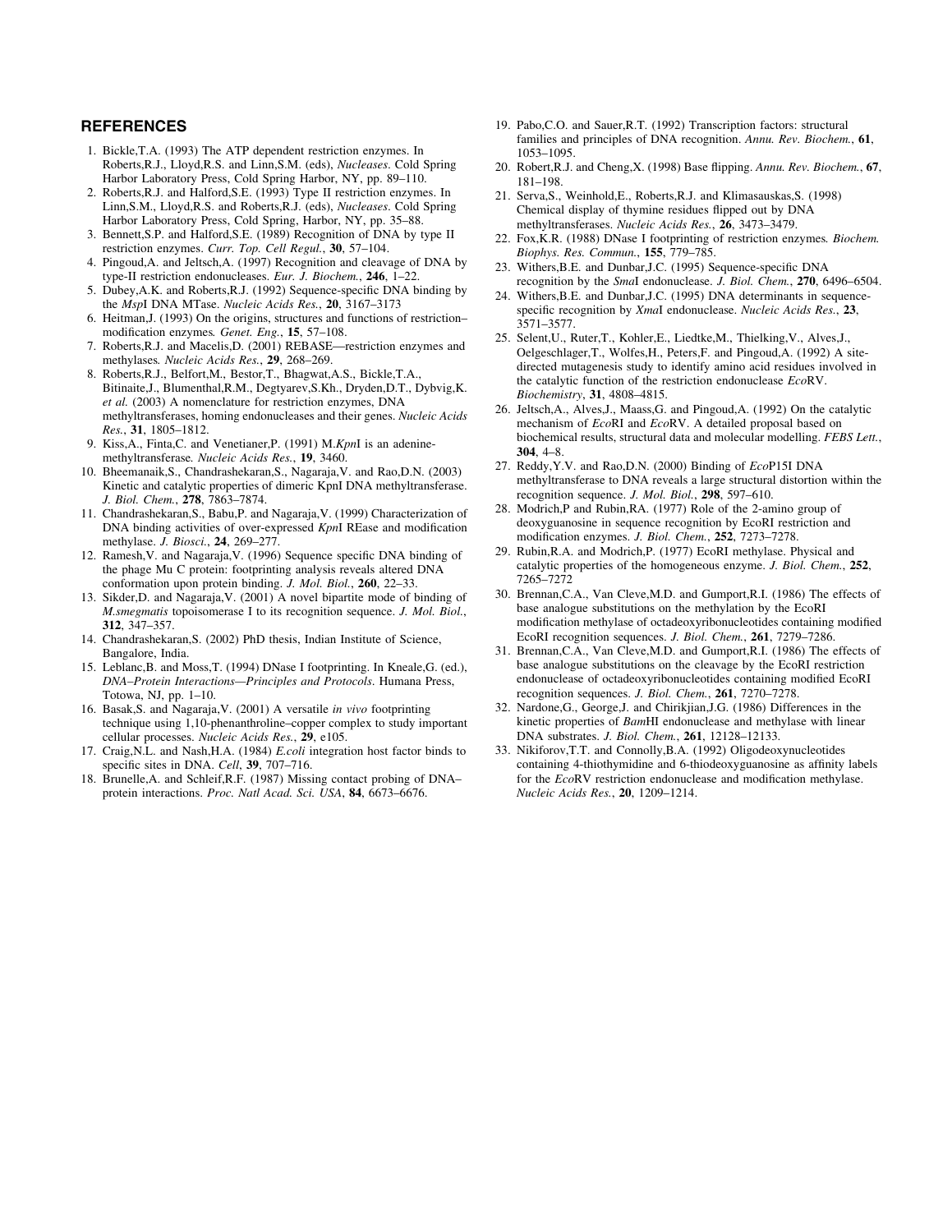## REFERENCES

1. Bickle,T.A. (1993) The ATP dependent restriction enzymes. In Roberts,R.J., Lloyd,R.S. and Linn,S.M. (eds), *Nucleases*. Cold Spring Harbor Laboratory Press, Cold Spring Harbor, NY, pp. 89–110.
2. Roberts,R.J. and Halford,S.E. (1993) Type II restriction enzymes. In Linn,S.M., Lloyd,R.S. and Roberts,R.J. (eds), *Nucleases*. Cold Spring Harbor Laboratory Press, Cold Spring, Harbor, NY, pp. 35–88.
3. Bennett,S.P. and Halford,S.E. (1989) Recognition of DNA by type II restriction enzymes. *Curr. Top. Cell Regul.*, **30**, 57–104.
4. Pingoud,A. and Jeltsch,A. (1997) Recognition and cleavage of DNA by type-II restriction endonucleases. *Eur. J. Biochem.*, **246**, 1–22.
5. Dubey,A.K. and Roberts,R.J. (1992) Sequence-specific DNA binding by the *Msp*I DNA MTase. *Nucleic Acids Res.*, **20**, 3167–3173
6. Heitman,J. (1993) On the origins, structures and functions of restriction–modification enzymes. *Genet. Eng.*, **15**, 57–108.
7. Roberts,R.J. and Macelis,D. (2001) REBASE—restriction enzymes and methylases. *Nucleic Acids Res.*, **29**, 268–269.
8. Roberts,R.J., Belfort,M., Bestor,T., Bhagwat,A.S., Bickle,T.A., Bitinaite,J., Blumenthal,R.M., Degtyarev,S.Kh., Dryden,D.T., Dybvig,K. *et al.* (2003) A nomenclature for restriction enzymes, DNA methyltransferases, homing endonucleases and their genes. *Nucleic Acids Res.*, **31**, 1805–1812.
9. Kiss,A., Finta,C. and Venetianer,P. (1991) M.*Kpn*I is an adenine-methyltransferase. *Nucleic Acids Res.*, **19**, 3460.
10. Bheemanaik,S., Chandrashekaran,S., Nagaraja,V. and Rao,D.N. (2003) Kinetic and catalytic properties of dimeric KpnI DNA methyltransferase. *J. Biol. Chem.*, **278**, 7863–7874.
11. Chandrashekaran,S., Babu,P. and Nagaraja,V. (1999) Characterization of DNA binding activities of over-expressed *Kpn*I REase and modification methylase. *J. Biosci.*, **24**, 269–277.
12. Ramesh,V. and Nagaraja,V. (1996) Sequence specific DNA binding of the phage Mu C protein: footprinting analysis reveals altered DNA conformation upon protein binding. *J. Mol. Biol.*, **260**, 22–33.
13. Sikder,D. and Nagaraja,V. (2001) A novel bipartite mode of binding of *M.smegmatis* topoisomerase I to its recognition sequence. *J. Mol. Biol.*, **312**, 347–357.
14. Chandrashekaran,S. (2002) PhD thesis, Indian Institute of Science, Bangalore, India.
15. Leblanc,B. and Moss,T. (1994) DNase I footprinting. In Kneale,G. (ed.), *DNA–Protein Interactions—Principles and Protocols*. Humana Press, Totowa, NJ, pp. 1–10.
16. Basak,S. and Nagaraja,V. (2001) A versatile *in vivo* footprinting technique using 1,10-phenanthroline–copper complex to study important cellular processes. *Nucleic Acids Res.*, **29**, e105.
17. Craig,N.L. and Nash,H.A. (1984) *E.coli* integration host factor binds to specific sites in DNA. *Cell*, **39**, 707–716.
18. Brunelle,A. and Schleif,R.F. (1987) Missing contact probing of DNA–protein interactions. *Proc. Natl Acad. Sci. USA*, **84**, 6673–6676.
19. Pabo,C.O. and Sauer,R.T. (1992) Transcription factors: structural families and principles of DNA recognition. *Annu. Rev. Biochem.*, **61**, 1053–1095.
20. Robert,R.J. and Cheng,X. (1998) Base flipping. *Annu. Rev. Biochem.*, **67**, 181–198.
21. Serva,S., Weinhold,E., Roberts,R.J. and Klimasauskas,S. (1998) Chemical display of thymine residues flipped out by DNA methyltransferases. *Nucleic Acids Res.*, **26**, 3473–3479.
22. Fox,K.R. (1988) DNase I footprinting of restriction enzymes. *Biochem. Biophys. Res. Commun.*, **155**, 779–785.
23. Withers,B.E. and Dunbar,J.C. (1995) Sequence-specific DNA recognition by the *Sma*I endonuclease. *J. Biol. Chem.*, **270**, 6496–6504.
24. Withers,B.E. and Dunbar,J.C. (1995) DNA determinants in sequence-specific recognition by *Xma*I endonuclease. *Nucleic Acids Res.*, **23**, 3571–3577.
25. Selent,U., Ruter,T., Kohler,E., Liedtke,M., Thielking,V., Alves,J., Oelgeschlager,T., Wolfes,H., Peters,F. and Pingoud,A. (1992) A site-directed mutagenesis study to identify amino acid residues involved in the catalytic function of the restriction endonuclease *Eco*RV. *Biochemistry*, **31**, 4808–4815.
26. Jeltsch,A., Alves,J., Maass,G. and Pingoud,A. (1992) On the catalytic mechanism of *Eco*RI and *Eco*RV. A detailed proposal based on biochemical results, structural data and molecular modelling. *FEBS Lett.*, **304**, 4–8.
27. Reddy,Y.V. and Rao,D.N. (2000) Binding of *Eco*P15I DNA methyltransferase to DNA reveals a large structural distortion within the recognition sequence. *J. Mol. Biol.*, **298**, 597–610.
28. Modrich,P and Rubin,RA. (1977) Role of the 2-amino group of deoxyguanosine in sequence recognition by EcoRI restriction and modification enzymes. *J. Biol. Chem.*, **252**, 7273–7278.
29. Rubin,R.A. and Modrich,P. (1977) EcoRI methylase. Physical and catalytic properties of the homogeneous enzyme. *J. Biol. Chem.*, **252**, 7265–7272
30. Brennan,C.A., Van Cleve,M.D. and Gumport,R.I. (1986) The effects of base analogue substitutions on the methylation by the EcoRI modification methylase of octadeoxyribonucleotides containing modified EcoRI recognition sequences. *J. Biol. Chem.*, **261**, 7279–7286.
31. Brennan,C.A., Van Cleve,M.D. and Gumport,R.I. (1986) The effects of base analogue substitutions on the cleavage by the EcoRI restriction endonuclease of octadeoxyribonucleotides containing modified EcoRI recognition sequences. *J. Biol. Chem.*, **261**, 7270–7278.
32. Nardone,G., George,J. and Chirikjian,J.G. (1986) Differences in the kinetic properties of *Bam*HI endonuclease and methylase with linear DNA substrates. *J. Biol. Chem.*, **261**, 12128–12133.
33. Nikiforov,T.T. and Connolly,B.A. (1992) Oligodeoxynucleotides containing 4-thiothymidine and 6-thiodeoxyguanosine as affinity labels for the *Eco*RV restriction endonuclease and modification methylase. *Nucleic Acids Res.*, **20**, 1209–1214.